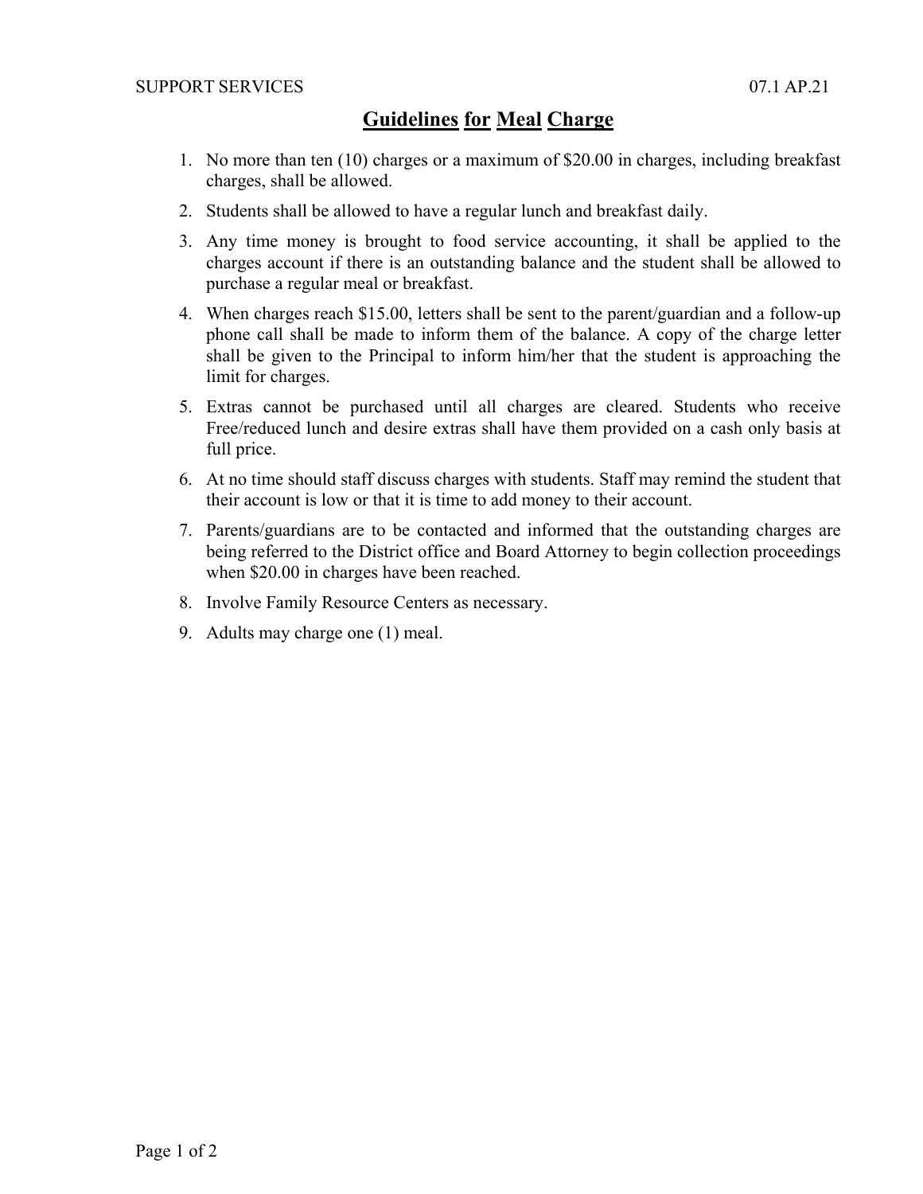# Guidelines for Meal Charge

1. No more than ten (10) charges or a maximum of $20.00 in charges, including breakfast charges, shall be allowed.
2. Students shall be allowed to have a regular lunch and breakfast daily.
3. Any time money is brought to food service accounting, it shall be applied to the charges account if there is an outstanding balance and the student shall be allowed to purchase a regular meal or breakfast.
4. When charges reach $15.00, letters shall be sent to the parent/guardian and a follow-up phone call shall be made to inform them of the balance. A copy of the charge letter shall be given to the Principal to inform him/her that the student is approaching the limit for charges.
5. Extras cannot be purchased until all charges are cleared. Students who receive Free/reduced lunch and desire extras shall have them provided on a cash only basis at full price.
6. At no time should staff discuss charges with students. Staff may remind the student that their account is low or that it is time to add money to their account.
7. Parents/guardians are to be contacted and informed that the outstanding charges are being referred to the District office and Board Attorney to begin collection proceedings when $20.00 in charges have been reached.
8. Involve Family Resource Centers as necessary.
9. Adults may charge one (1) meal.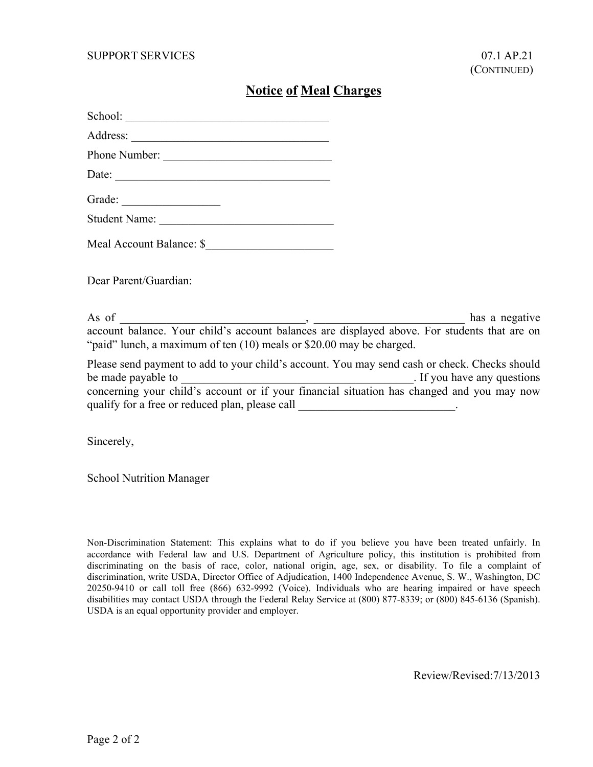# Notice of Meal Charges

School: ___________________________________

Address: __________________________________

Phone Number: _____________________________

Date: _____________________________________

Grade: ________________

Student Name: ______________________________

Meal Account Balance: $_____________________

Dear Parent/Guardian:

As of _______________________________, _________________________ has a negative account balance. Your child's account balances are displayed above. For students that are on "paid" lunch, a maximum of ten (10) meals or $20.00 may be charged.

Please send payment to add to your child's account. You may send cash or check. Checks should be made payable to _________________________________________. If you have any questions concerning your child's account or if your financial situation has changed and you may now qualify for a free or reduced plan, please call ___________________________.

Sincerely,

School Nutrition Manager

Non-Discrimination Statement: This explains what to do if you believe you have been treated unfairly. In accordance with Federal law and U.S. Department of Agriculture policy, this institution is prohibited from discriminating on the basis of race, color, national origin, age, sex, or disability. To file a complaint of discrimination, write USDA, Director Office of Adjudication, 1400 Independence Avenue, S. W., Washington, DC 20250-9410 or call toll free (866) 632-9992 (Voice). Individuals who are hearing impaired or have speech disabilities may contact USDA through the Federal Relay Service at (800) 877-8339; or (800) 845-6136 (Spanish). USDA is an equal opportunity provider and employer.

Review/Revised:7/13/2013